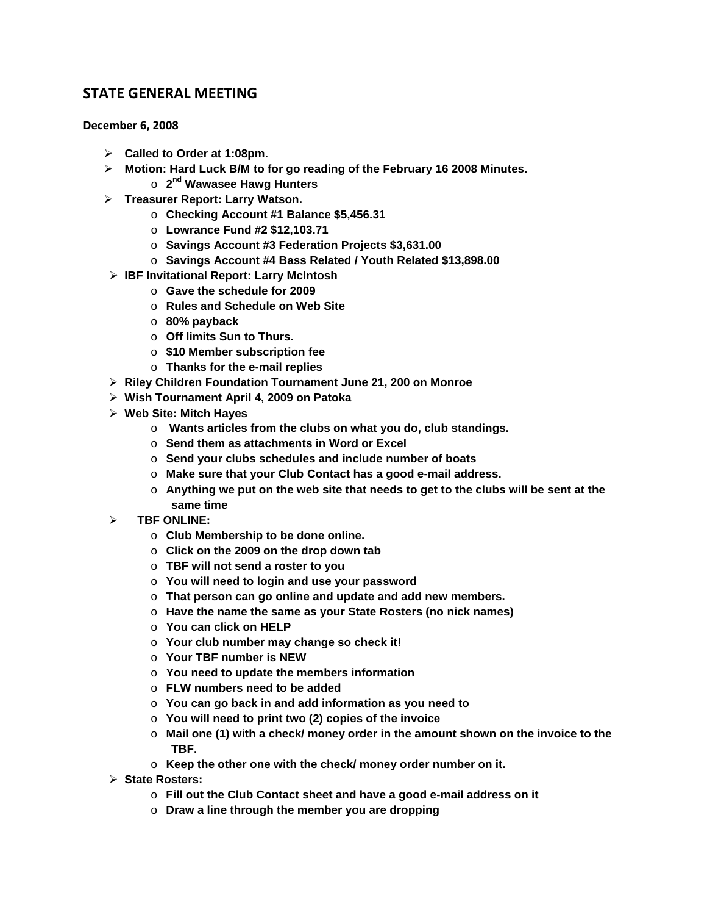## STATE GENERAL MEETING

**December 6, 2008**

- **Called to Order at 1:08pm.**
- **Motion: Hard Luck B/M to for go reading of the February 16 2008 Minutes.**
  - **2nd Wawasee Hawg Hunters**
- **Treasurer Report: Larry Watson.**
  - **Checking Account #1 Balance $5,456.31**
  - **Lowrance Fund #2 $12,103.71**
  - **Savings Account #3 Federation Projects $3,631.00**
  - **Savings Account #4 Bass Related / Youth Related $13,898.00**
- **IBF Invitational Report: Larry McIntosh**
  - **Gave the schedule for 2009**
  - **Rules and Schedule on Web Site**
  - **80% payback**
  - **Off limits Sun to Thurs.**
  - **$10 Member subscription fee**
  - **Thanks for the e-mail replies**
- **Riley Children Foundation Tournament June 21, 200 on Monroe**
- **Wish Tournament April 4, 2009 on Patoka**
- **Web Site: Mitch Hayes**
  - **Wants articles from the clubs on what you do, club standings.**
  - **Send them as attachments in Word or Excel**
  - **Send your clubs schedules and include number of boats**
  - **Make sure that your Club Contact has a good e-mail address.**
  - **Anything we put on the web site that needs to get to the clubs will be sent at the same time**
- **TBF ONLINE:**
  - **Club Membership to be done online.**
  - **Click on the 2009 on the drop down tab**
  - **TBF will not send a roster to you**
  - **You will need to login and use your password**
  - **That person can go online and update and add new members.**
  - **Have the name the same as your State Rosters (no nick names)**
  - **You can click on HELP**
  - **Your club number may change so check it!**
  - **Your TBF number is NEW**
  - **You need to update the members information**
  - **FLW numbers need to be added**
  - **You can go back in and add information as you need to**
  - **You will need to print two (2) copies of the invoice**
  - **Mail one (1) with a check/ money order in the amount shown on the invoice to the TBF.**
  - **Keep the other one with the check/ money order number on it.**
- **State Rosters:**
  - **Fill out the Club Contact sheet and have a good e-mail address on it**
  - **Draw a line through the member you are dropping**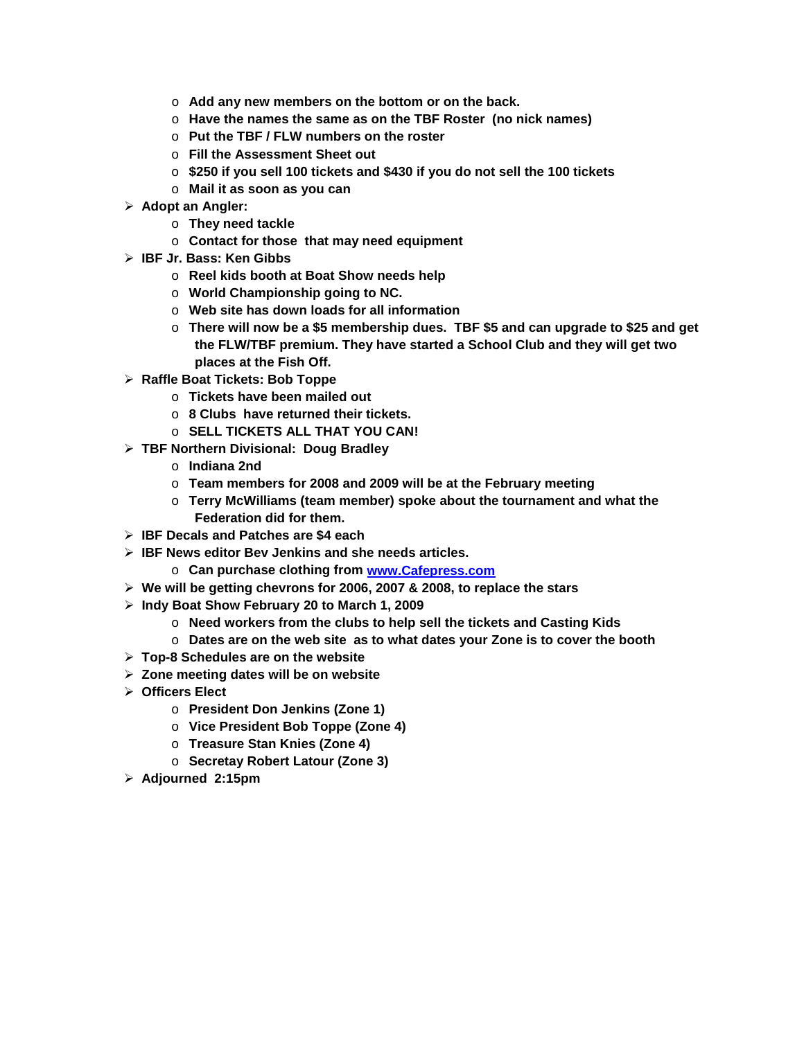- **Add any new members on the bottom or on the back.**
  - **Have the names the same as on the TBF Roster  (no nick names)**
  - **Put the TBF / FLW numbers on the roster**
  - **Fill the Assessment Sheet out**
  - **$250 if you sell 100 tickets and $430 if you do not sell the 100 tickets**
  - **Mail it as soon as you can**
- **Adopt an Angler:**
  - **They need tackle**
  - **Contact for those  that may need equipment**
- **IBF Jr. Bass: Ken Gibbs**
  - **Reel kids booth at Boat Show needs help**
  - **World Championship going to NC.**
  - **Web site has down loads for all information**
  - **There will now be a $5 membership dues.  TBF $5 and can upgrade to $25 and get the FLW/TBF premium. They have started a School Club and they will get two places at the Fish Off.**
- **Raffle Boat Tickets: Bob Toppe**
  - **Tickets have been mailed out**
  - **8 Clubs  have returned their tickets.**
  - **SELL TICKETS ALL THAT YOU CAN!**
- **TBF Northern Divisional:  Doug Bradley**
  - **Indiana 2nd**
  - **Team members for 2008 and 2009 will be at the February meeting**
  - **Terry McWilliams (team member) spoke about the tournament and what the Federation did for them.**
- **IBF Decals and Patches are $4 each**
- **IBF News editor Bev Jenkins and she needs articles.**
  - **Can purchase clothing from [www.Cafepress.com](http://www.Cafepress.com)**
- **We will be getting chevrons for 2006, 2007 & 2008, to replace the stars**
- **Indy Boat Show February 20 to March 1, 2009**
  - **Need workers from the clubs to help sell the tickets and Casting Kids**
  - **Dates are on the web site  as to what dates your Zone is to cover the booth**
- **Top-8 Schedules are on the website**
- **Zone meeting dates will be on website**
- **Officers Elect**
  - **President Don Jenkins (Zone 1)**
  - **Vice President Bob Toppe (Zone 4)**
  - **Treasure Stan Knies (Zone 4)**
  - **Secretay Robert Latour (Zone 3)**
- **Adjourned  2:15pm**